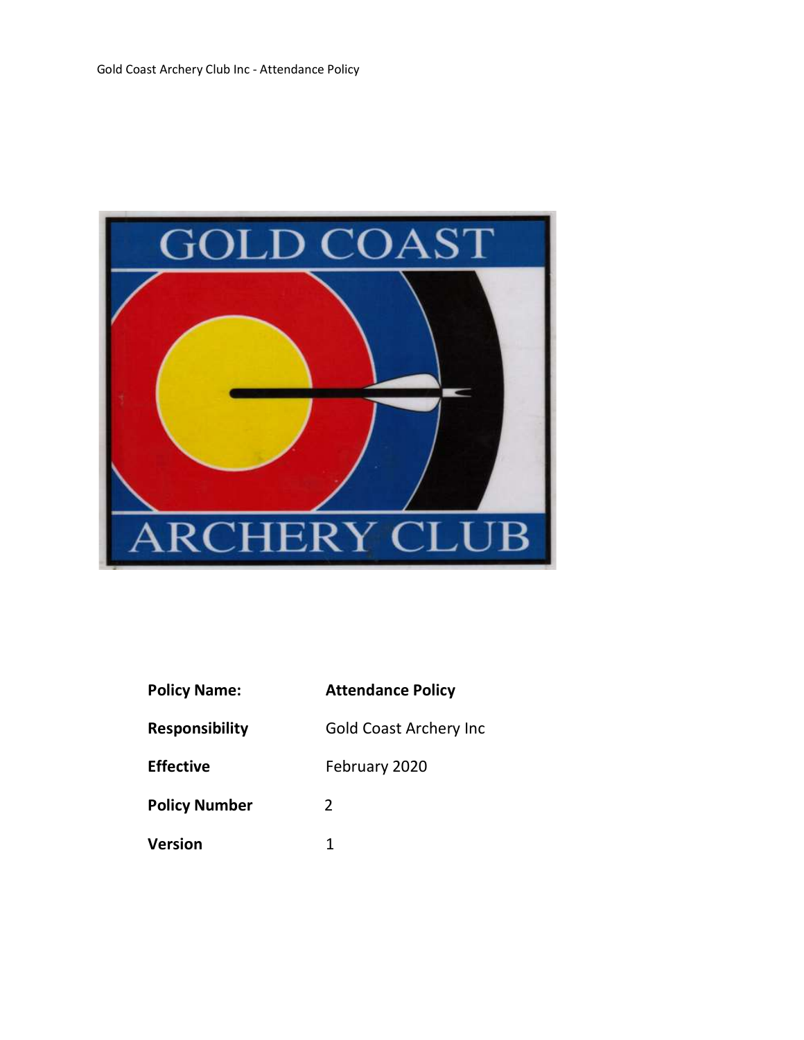| | |
|---|---|
| **Policy Name:** | **Attendance Policy** |
| **Responsibility** | Gold Coast Archery Inc |
| **Effective** | February 2020 |
| **Policy Number** | 2 |
| **Version** | 1 |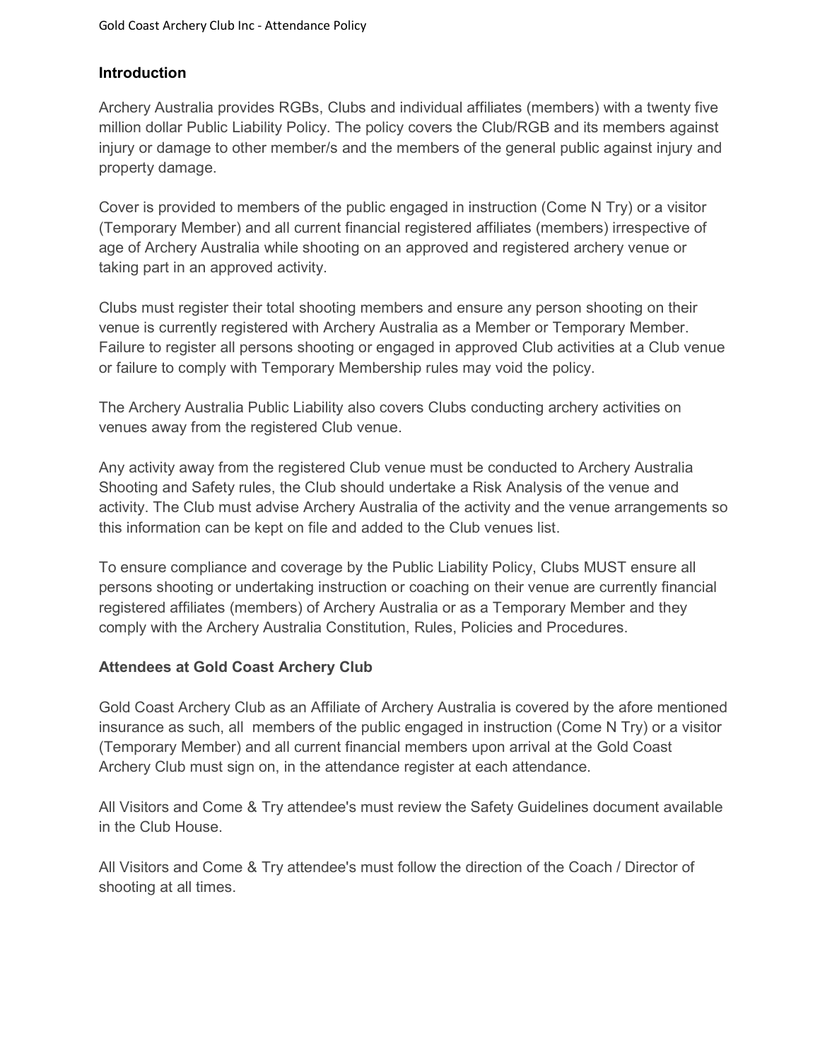## Introduction

Archery Australia provides RGBs, Clubs and individual affiliates (members) with a twenty five million dollar Public Liability Policy. The policy covers the Club/RGB and its members against injury or damage to other member/s and the members of the general public against injury and property damage.

Cover is provided to members of the public engaged in instruction (Come N Try) or a visitor (Temporary Member) and all current financial registered affiliates (members) irrespective of age of Archery Australia while shooting on an approved and registered archery venue or taking part in an approved activity.

Clubs must register their total shooting members and ensure any person shooting on their venue is currently registered with Archery Australia as a Member or Temporary Member. Failure to register all persons shooting or engaged in approved Club activities at a Club venue or failure to comply with Temporary Membership rules may void the policy.

The Archery Australia Public Liability also covers Clubs conducting archery activities on venues away from the registered Club venue.

Any activity away from the registered Club venue must be conducted to Archery Australia Shooting and Safety rules, the Club should undertake a Risk Analysis of the venue and activity. The Club must advise Archery Australia of the activity and the venue arrangements so this information can be kept on file and added to the Club venues list.

To ensure compliance and coverage by the Public Liability Policy, Clubs MUST ensure all persons shooting or undertaking instruction or coaching on their venue are currently financial registered affiliates (members) of Archery Australia or as a Temporary Member and they comply with the Archery Australia Constitution, Rules, Policies and Procedures.

## Attendees at Gold Coast Archery Club

Gold Coast Archery Club as an Affiliate of Archery Australia is covered by the afore mentioned insurance as such, all members of the public engaged in instruction (Come N Try) or a visitor (Temporary Member) and all current financial members upon arrival at the Gold Coast Archery Club must sign on, in the attendance register at each attendance.

All Visitors and Come & Try attendee's must review the Safety Guidelines document available in the Club House.

All Visitors and Come & Try attendee's must follow the direction of the Coach / Director of shooting at all times.